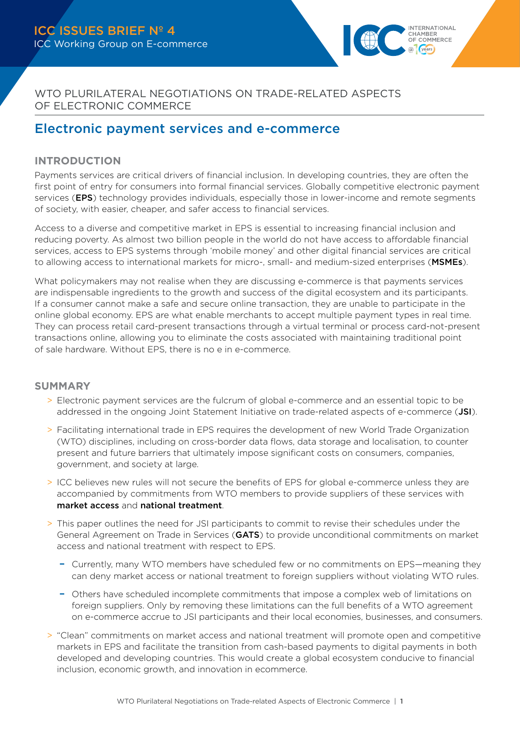ICC ISSUES BRIEF Nº 4
ICC Working Group on E-commerce

WTO PLURILATERAL NEGOTIATIONS ON TRADE-RELATED ASPECTS OF ELECTRONIC COMMERCE

# Electronic payment services and e-commerce

## INTRODUCTION

Payments services are critical drivers of financial inclusion. In developing countries, they are often the first point of entry for consumers into formal financial services. Globally competitive electronic payment services (**EPS**) technology provides individuals, especially those in lower-income and remote segments of society, with easier, cheaper, and safer access to financial services.

Access to a diverse and competitive market in EPS is essential to increasing financial inclusion and reducing poverty. As almost two billion people in the world do not have access to affordable financial services, access to EPS systems through 'mobile money' and other digital financial services are critical to allowing access to international markets for micro-, small- and medium-sized enterprises (**MSMEs**).

What policymakers may not realise when they are discussing e-commerce is that payments services are indispensable ingredients to the growth and success of the digital ecosystem and its participants. If a consumer cannot make a safe and secure online transaction, they are unable to participate in the online global economy. EPS are what enable merchants to accept multiple payment types in real time. They can process retail card-present transactions through a virtual terminal or process card-not-present transactions online, allowing you to eliminate the costs associated with maintaining traditional point of sale hardware. Without EPS, there is no e in e-commerce.

## SUMMARY

- Electronic payment services are the fulcrum of global e-commerce and an essential topic to be addressed in the ongoing Joint Statement Initiative on trade-related aspects of e-commerce (**JSI**).
- Facilitating international trade in EPS requires the development of new World Trade Organization (WTO) disciplines, including on cross-border data flows, data storage and localisation, to counter present and future barriers that ultimately impose significant costs on consumers, companies, government, and society at large.
- ICC believes new rules will not secure the benefits of EPS for global e-commerce unless they are accompanied by commitments from WTO members to provide suppliers of these services with **market access** and **national treatment**.
- This paper outlines the need for JSI participants to commit to revise their schedules under the General Agreement on Trade in Services (**GATS**) to provide unconditional commitments on market access and national treatment with respect to EPS.
  - Currently, many WTO members have scheduled few or no commitments on EPS—meaning they can deny market access or national treatment to foreign suppliers without violating WTO rules.
  - Others have scheduled incomplete commitments that impose a complex web of limitations on foreign suppliers. Only by removing these limitations can the full benefits of a WTO agreement on e-commerce accrue to JSI participants and their local economies, businesses, and consumers.
- "Clean" commitments on market access and national treatment will promote open and competitive markets in EPS and facilitate the transition from cash-based payments to digital payments in both developed and developing countries. This would create a global ecosystem conducive to financial inclusion, economic growth, and innovation in ecommerce.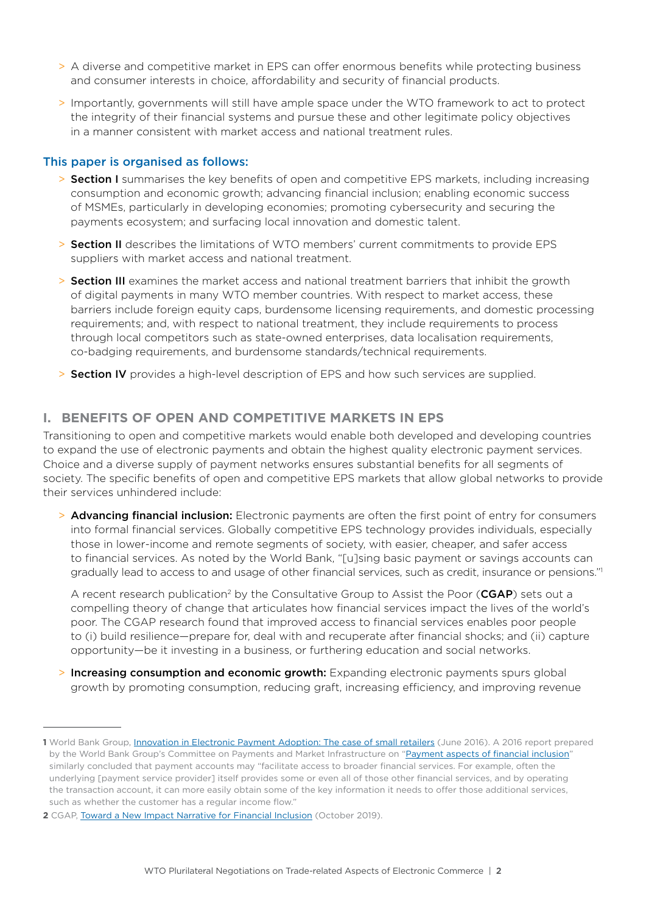- A diverse and competitive market in EPS can offer enormous benefits while protecting business and consumer interests in choice, affordability and security of financial products.
- Importantly, governments will still have ample space under the WTO framework to act to protect the integrity of their financial systems and pursue these and other legitimate policy objectives in a manner consistent with market access and national treatment rules.

### This paper is organised as follows:

- **Section I** summarises the key benefits of open and competitive EPS markets, including increasing consumption and economic growth; advancing financial inclusion; enabling economic success of MSMEs, particularly in developing economies; promoting cybersecurity and securing the payments ecosystem; and surfacing local innovation and domestic talent.
- **Section II** describes the limitations of WTO members' current commitments to provide EPS suppliers with market access and national treatment.
- **Section III** examines the market access and national treatment barriers that inhibit the growth of digital payments in many WTO member countries. With respect to market access, these barriers include foreign equity caps, burdensome licensing requirements, and domestic processing requirements; and, with respect to national treatment, they include requirements to process through local competitors such as state-owned enterprises, data localisation requirements, co-badging requirements, and burdensome standards/technical requirements.
- **Section IV** provides a high-level description of EPS and how such services are supplied.

## I. BENEFITS OF OPEN AND COMPETITIVE MARKETS IN EPS

Transitioning to open and competitive markets would enable both developed and developing countries to expand the use of electronic payments and obtain the highest quality electronic payment services. Choice and a diverse supply of payment networks ensures substantial benefits for all segments of society. The specific benefits of open and competitive EPS markets that allow global networks to provide their services unhindered include:

- **Advancing financial inclusion:** Electronic payments are often the first point of entry for consumers into formal financial services. Globally competitive EPS technology provides individuals, especially those in lower-income and remote segments of society, with easier, cheaper, and safer access to financial services. As noted by the World Bank, "[u]sing basic payment or savings accounts can gradually lead to access to and usage of other financial services, such as credit, insurance or pensions."[1]

  A recent research publication[2] by the Consultative Group to Assist the Poor (**CGAP**) sets out a compelling theory of change that articulates how financial services impact the lives of the world's poor. The CGAP research found that improved access to financial services enables poor people to (i) build resilience—prepare for, deal with and recuperate after financial shocks; and (ii) capture opportunity—be it investing in a business, or furthering education and social networks.

- **Increasing consumption and economic growth:** Expanding electronic payments spurs global growth by promoting consumption, reducing graft, increasing efficiency, and improving revenue

---

**1** World Bank Group, Innovation in Electronic Payment Adoption: The case of small retailers (June 2016). A 2016 report prepared by the World Bank Group's Committee on Payments and Market Infrastructure on "Payment aspects of financial inclusion" similarly concluded that payment accounts may "facilitate access to broader financial services. For example, often the underlying [payment service provider] itself provides some or even all of those other financial services, and by operating the transaction account, it can more easily obtain some of the key information it needs to offer those additional services, such as whether the customer has a regular income flow."

**2** CGAP, Toward a New Impact Narrative for Financial Inclusion (October 2019).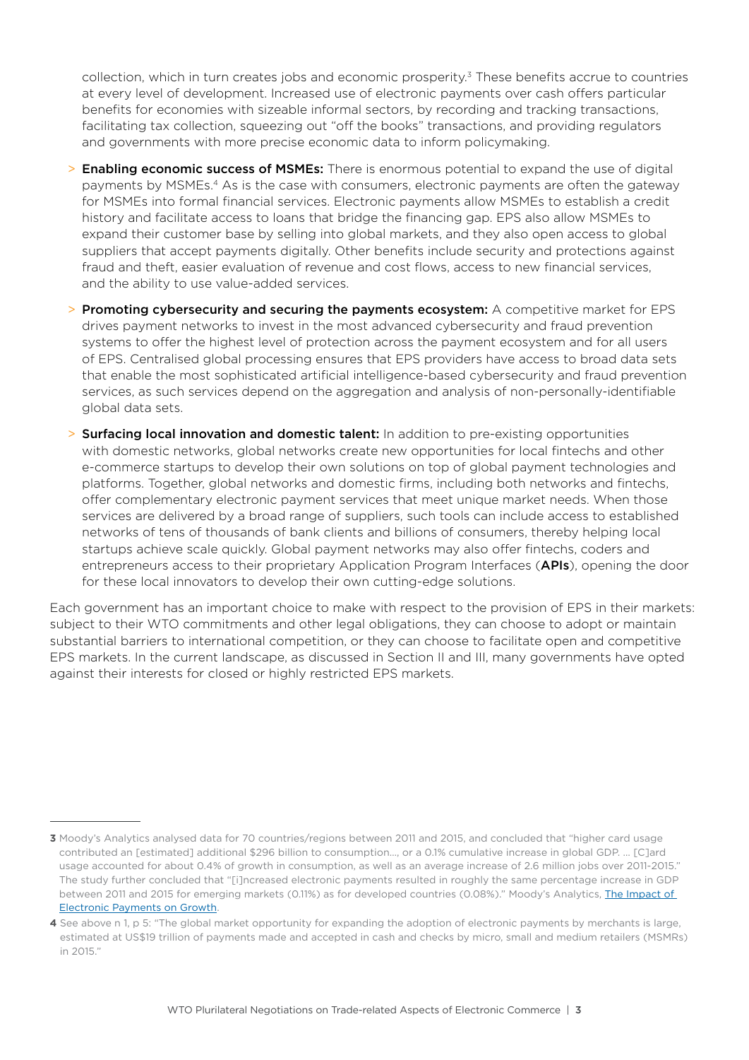collection, which in turn creates jobs and economic prosperity.[3] These benefits accrue to countries at every level of development. Increased use of electronic payments over cash offers particular benefits for economies with sizeable informal sectors, by recording and tracking transactions, facilitating tax collection, squeezing out "off the books" transactions, and providing regulators and governments with more precise economic data to inform policymaking.

> **Enabling economic success of MSMEs:** There is enormous potential to expand the use of digital payments by MSMEs.[4] As is the case with consumers, electronic payments are often the gateway for MSMEs into formal financial services. Electronic payments allow MSMEs to establish a credit history and facilitate access to loans that bridge the financing gap. EPS also allow MSMEs to expand their customer base by selling into global markets, and they also open access to global suppliers that accept payments digitally. Other benefits include security and protections against fraud and theft, easier evaluation of revenue and cost flows, access to new financial services, and the ability to use value-added services.

> **Promoting cybersecurity and securing the payments ecosystem:** A competitive market for EPS drives payment networks to invest in the most advanced cybersecurity and fraud prevention systems to offer the highest level of protection across the payment ecosystem and for all users of EPS. Centralised global processing ensures that EPS providers have access to broad data sets that enable the most sophisticated artificial intelligence-based cybersecurity and fraud prevention services, as such services depend on the aggregation and analysis of non-personally-identifiable global data sets.

> **Surfacing local innovation and domestic talent:** In addition to pre-existing opportunities with domestic networks, global networks create new opportunities for local fintechs and other e-commerce startups to develop their own solutions on top of global payment technologies and platforms. Together, global networks and domestic firms, including both networks and fintechs, offer complementary electronic payment services that meet unique market needs. When those services are delivered by a broad range of suppliers, such tools can include access to established networks of tens of thousands of bank clients and billions of consumers, thereby helping local startups achieve scale quickly. Global payment networks may also offer fintechs, coders and entrepreneurs access to their proprietary Application Program Interfaces (**APIs**), opening the door for these local innovators to develop their own cutting-edge solutions.

Each government has an important choice to make with respect to the provision of EPS in their markets: subject to their WTO commitments and other legal obligations, they can choose to adopt or maintain substantial barriers to international competition, or they can choose to facilitate open and competitive EPS markets. In the current landscape, as discussed in Section II and III, many governments have opted against their interests for closed or highly restricted EPS markets.

---

**3** Moody's Analytics analysed data for 70 countries/regions between 2011 and 2015, and concluded that "higher card usage contributed an [estimated] additional $296 billion to consumption..., or a 0.1% cumulative increase in global GDP. ... [C]ard usage accounted for about 0.4% of growth in consumption, as well as an average increase of 2.6 million jobs over 2011-2015." The study further concluded that "[i]ncreased electronic payments resulted in roughly the same percentage increase in GDP between 2011 and 2015 for emerging markets (0.11%) as for developed countries (0.08%)." Moody's Analytics, The Impact of Electronic Payments on Growth.

**4** See above n 1, p 5: "The global market opportunity for expanding the adoption of electronic payments by merchants is large, estimated at US$19 trillion of payments made and accepted in cash and checks by micro, small and medium retailers (MSMRs) in 2015."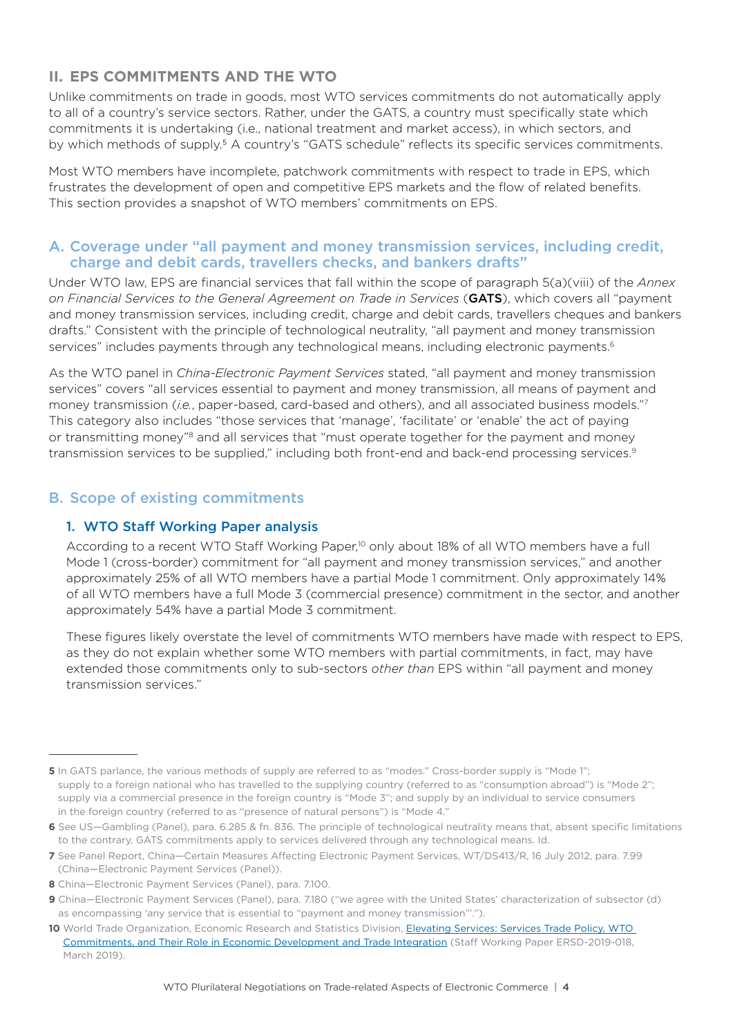## II. EPS COMMITMENTS AND THE WTO

Unlike commitments on trade in goods, most WTO services commitments do not automatically apply to all of a country's service sectors. Rather, under the GATS, a country must specifically state which commitments it is undertaking (i.e., national treatment and market access), in which sectors, and by which methods of supply.[5] A country's "GATS schedule" reflects its specific services commitments.

Most WTO members have incomplete, patchwork commitments with respect to trade in EPS, which frustrates the development of open and competitive EPS markets and the flow of related benefits. This section provides a snapshot of WTO members' commitments on EPS.

### A. Coverage under "all payment and money transmission services, including credit, charge and debit cards, travellers checks, and bankers drafts"

Under WTO law, EPS are financial services that fall within the scope of paragraph 5(a)(viii) of the *Annex on Financial Services to the General Agreement on Trade in Services* (**GATS**), which covers all "payment and money transmission services, including credit, charge and debit cards, travellers cheques and bankers drafts." Consistent with the principle of technological neutrality, "all payment and money transmission services" includes payments through any technological means, including electronic payments.[6]

As the WTO panel in *China-Electronic Payment Services* stated, "all payment and money transmission services" covers "all services essential to payment and money transmission, all means of payment and money transmission (*i.e.*, paper-based, card-based and others), and all associated business models."[7] This category also includes "those services that 'manage', 'facilitate' or 'enable' the act of paying or transmitting money"[8] and all services that "must operate together for the payment and money transmission services to be supplied," including both front-end and back-end processing services.[9]

### B. Scope of existing commitments

#### 1. WTO Staff Working Paper analysis

According to a recent WTO Staff Working Paper,[10] only about 18% of all WTO members have a full Mode 1 (cross-border) commitment for "all payment and money transmission services," and another approximately 25% of all WTO members have a partial Mode 1 commitment. Only approximately 14% of all WTO members have a full Mode 3 (commercial presence) commitment in the sector, and another approximately 54% have a partial Mode 3 commitment.

These figures likely overstate the level of commitments WTO members have made with respect to EPS, as they do not explain whether some WTO members with partial commitments, in fact, may have extended those commitments only to sub-sectors *other than* EPS within "all payment and money transmission services."

---

**5** In GATS parlance, the various methods of supply are referred to as "modes." Cross-border supply is "Mode 1"; supply to a foreign national who has travelled to the supplying country (referred to as "consumption abroad") is "Mode 2"; supply via a commercial presence in the foreign country is "Mode 3"; and supply by an individual to service consumers in the foreign country (referred to as "presence of natural persons") is "Mode 4."

**6** See US—Gambling (Panel), para. 6.285 & fn. 836. The principle of technological neutrality means that, absent specific limitations to the contrary, GATS commitments apply to services delivered through any technological means. Id.

**7** See Panel Report, China—Certain Measures Affecting Electronic Payment Services, WT/DS413/R, 16 July 2012, para. 7.99 (China—Electronic Payment Services (Panel)).

**8** China—Electronic Payment Services (Panel), para. 7.100.

**9** China—Electronic Payment Services (Panel), para. 7.180 ("we agree with the United States' characterization of subsector (d) as encompassing 'any service that is essential to "payment and money transmission"'.").

**10** World Trade Organization, Economic Research and Statistics Division, Elevating Services: Services Trade Policy, WTO Commitments, and Their Role in Economic Development and Trade Integration (Staff Working Paper ERSD-2019-018, March 2019).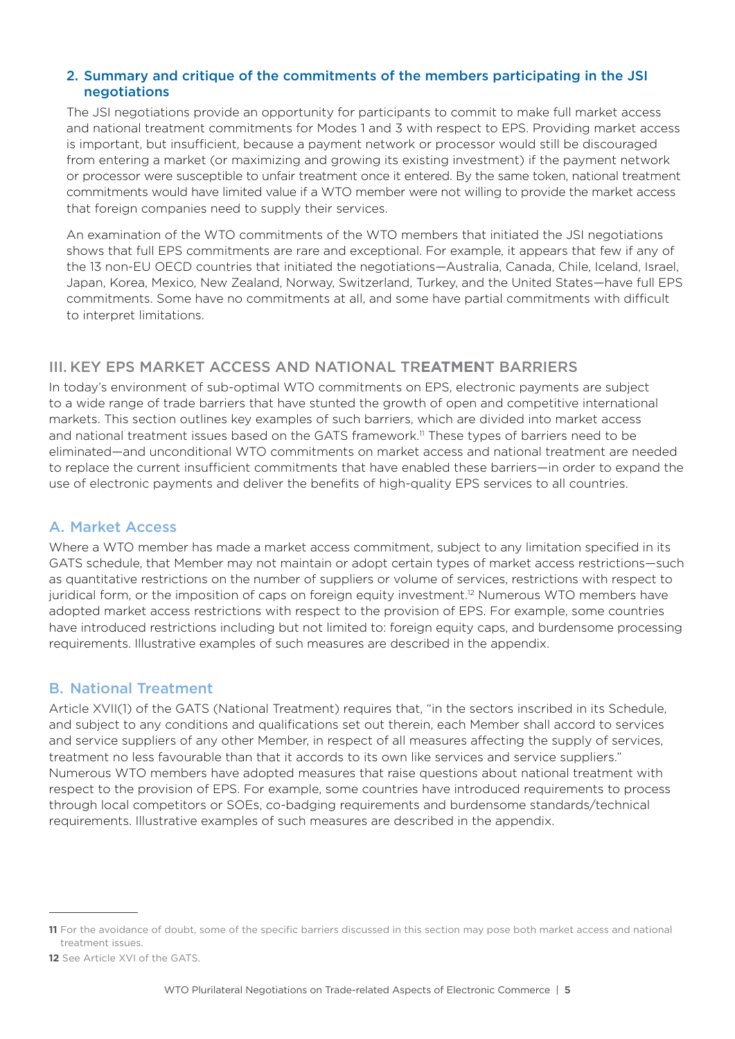### 2. Summary and critique of the commitments of the members participating in the JSI negotiations

The JSI negotiations provide an opportunity for participants to commit to make full market access and national treatment commitments for Modes 1 and 3 with respect to EPS. Providing market access is important, but insufficient, because a payment network or processor would still be discouraged from entering a market (or maximizing and growing its existing investment) if the payment network or processor were susceptible to unfair treatment once it entered. By the same token, national treatment commitments would have limited value if a WTO member were not willing to provide the market access that foreign companies need to supply their services.

An examination of the WTO commitments of the WTO members that initiated the JSI negotiations shows that full EPS commitments are rare and exceptional. For example, it appears that few if any of the 13 non-EU OECD countries that initiated the negotiations—Australia, Canada, Chile, Iceland, Israel, Japan, Korea, Mexico, New Zealand, Norway, Switzerland, Turkey, and the United States—have full EPS commitments. Some have no commitments at all, and some have partial commitments with difficult to interpret limitations.

## III. KEY EPS MARKET ACCESS AND NATIONAL TREATMENT BARRIERS

In today's environment of sub-optimal WTO commitments on EPS, electronic payments are subject to a wide range of trade barriers that have stunted the growth of open and competitive international markets. This section outlines key examples of such barriers, which are divided into market access and national treatment issues based on the GATS framework.[11] These types of barriers need to be eliminated—and unconditional WTO commitments on market access and national treatment are needed to replace the current insufficient commitments that have enabled these barriers—in order to expand the use of electronic payments and deliver the benefits of high-quality EPS services to all countries.

### A. Market Access

Where a WTO member has made a market access commitment, subject to any limitation specified in its GATS schedule, that Member may not maintain or adopt certain types of market access restrictions—such as quantitative restrictions on the number of suppliers or volume of services, restrictions with respect to juridical form, or the imposition of caps on foreign equity investment.[12] Numerous WTO members have adopted market access restrictions with respect to the provision of EPS. For example, some countries have introduced restrictions including but not limited to: foreign equity caps, and burdensome processing requirements. Illustrative examples of such measures are described in the appendix.

### B. National Treatment

Article XVII(1) of the GATS (National Treatment) requires that, "in the sectors inscribed in its Schedule, and subject to any conditions and qualifications set out therein, each Member shall accord to services and service suppliers of any other Member, in respect of all measures affecting the supply of services, treatment no less favourable than that it accords to its own like services and service suppliers." Numerous WTO members have adopted measures that raise questions about national treatment with respect to the provision of EPS. For example, some countries have introduced requirements to process through local competitors or SOEs, co-badging requirements and burdensome standards/technical requirements. Illustrative examples of such measures are described in the appendix.

---

[11] For the avoidance of doubt, some of the specific barriers discussed in this section may pose both market access and national treatment issues.

[12] See Article XVI of the GATS.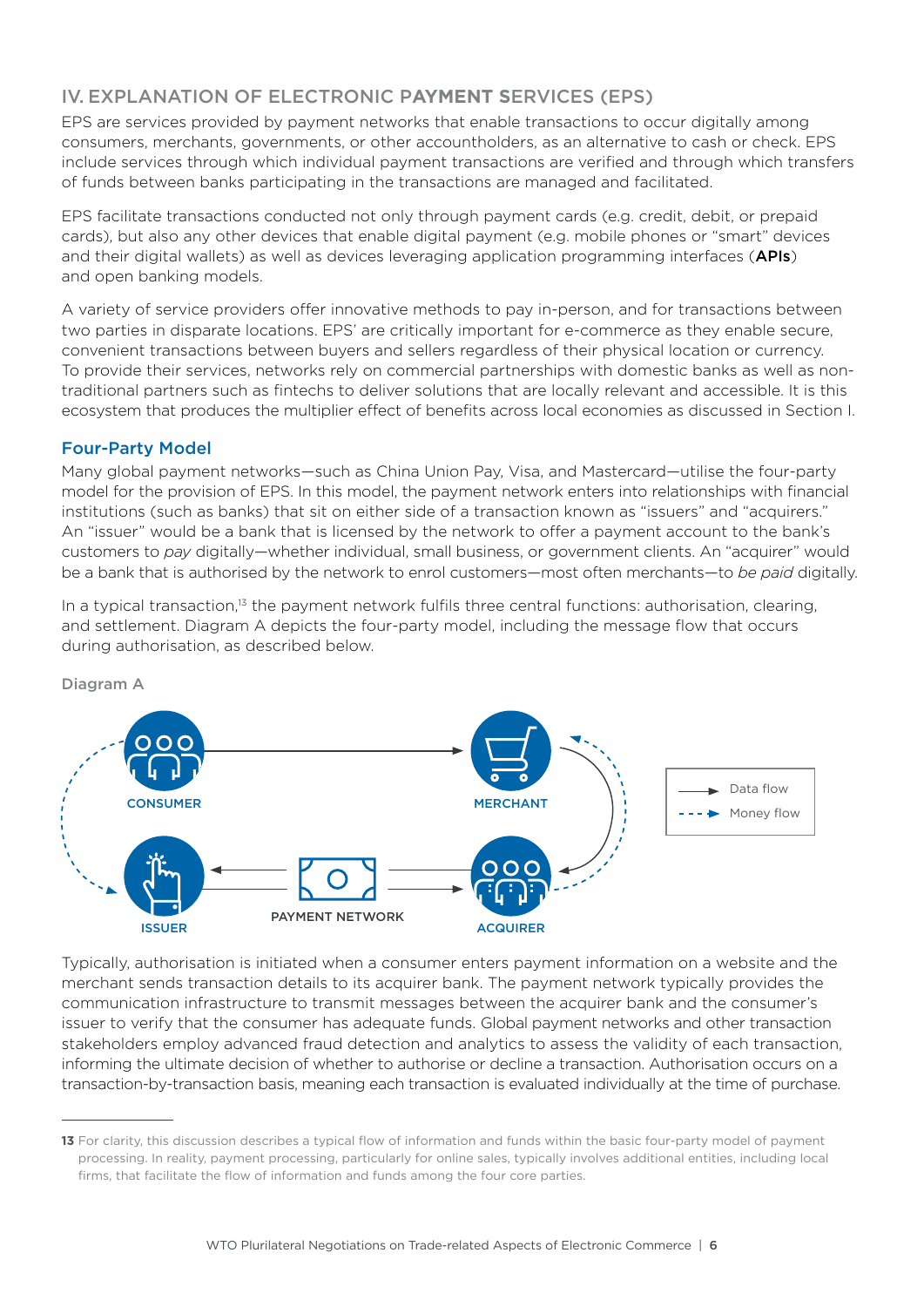## IV. EXPLANATION OF ELECTRONIC PAYMENT SERVICES (EPS)

EPS are services provided by payment networks that enable transactions to occur digitally among consumers, merchants, governments, or other accountholders, as an alternative to cash or check. EPS include services through which individual payment transactions are verified and through which transfers of funds between banks participating in the transactions are managed and facilitated.

EPS facilitate transactions conducted not only through payment cards (e.g. credit, debit, or prepaid cards), but also any other devices that enable digital payment (e.g. mobile phones or "smart" devices and their digital wallets) as well as devices leveraging application programming interfaces (**APIs**) and open banking models.

A variety of service providers offer innovative methods to pay in-person, and for transactions between two parties in disparate locations. EPS' are critically important for e-commerce as they enable secure, convenient transactions between buyers and sellers regardless of their physical location or currency. To provide their services, networks rely on commercial partnerships with domestic banks as well as non-traditional partners such as fintechs to deliver solutions that are locally relevant and accessible. It is this ecosystem that produces the multiplier effect of benefits across local economies as discussed in Section I.

### Four-Party Model

Many global payment networks—such as China Union Pay, Visa, and Mastercard—utilise the four-party model for the provision of EPS. In this model, the payment network enters into relationships with financial institutions (such as banks) that sit on either side of a transaction known as "issuers" and "acquirers." An "issuer" would be a bank that is licensed by the network to offer a payment account to the bank's customers to *pay* digitally—whether individual, small business, or government clients. An "acquirer" would be a bank that is authorised by the network to enrol customers—most often merchants—to *be paid* digitally.

In a typical transaction,[13] the payment network fulfils three central functions: authorisation, clearing, and settlement. Diagram A depicts the four-party model, including the message flow that occurs during authorisation, as described below.

Diagram A

CONSUMER — MERCHANT — ACQUIRER — PAYMENT NETWORK — ISSUER

Data flow / Money flow

Typically, authorisation is initiated when a consumer enters payment information on a website and the merchant sends transaction details to its acquirer bank. The payment network typically provides the communication infrastructure to transmit messages between the acquirer bank and the consumer's issuer to verify that the consumer has adequate funds. Global payment networks and other transaction stakeholders employ advanced fraud detection and analytics to assess the validity of each transaction, informing the ultimate decision of whether to authorise or decline a transaction. Authorisation occurs on a transaction-by-transaction basis, meaning each transaction is evaluated individually at the time of purchase.

---

**13** For clarity, this discussion describes a typical flow of information and funds within the basic four-party model of payment processing. In reality, payment processing, particularly for online sales, typically involves additional entities, including local firms, that facilitate the flow of information and funds among the four core parties.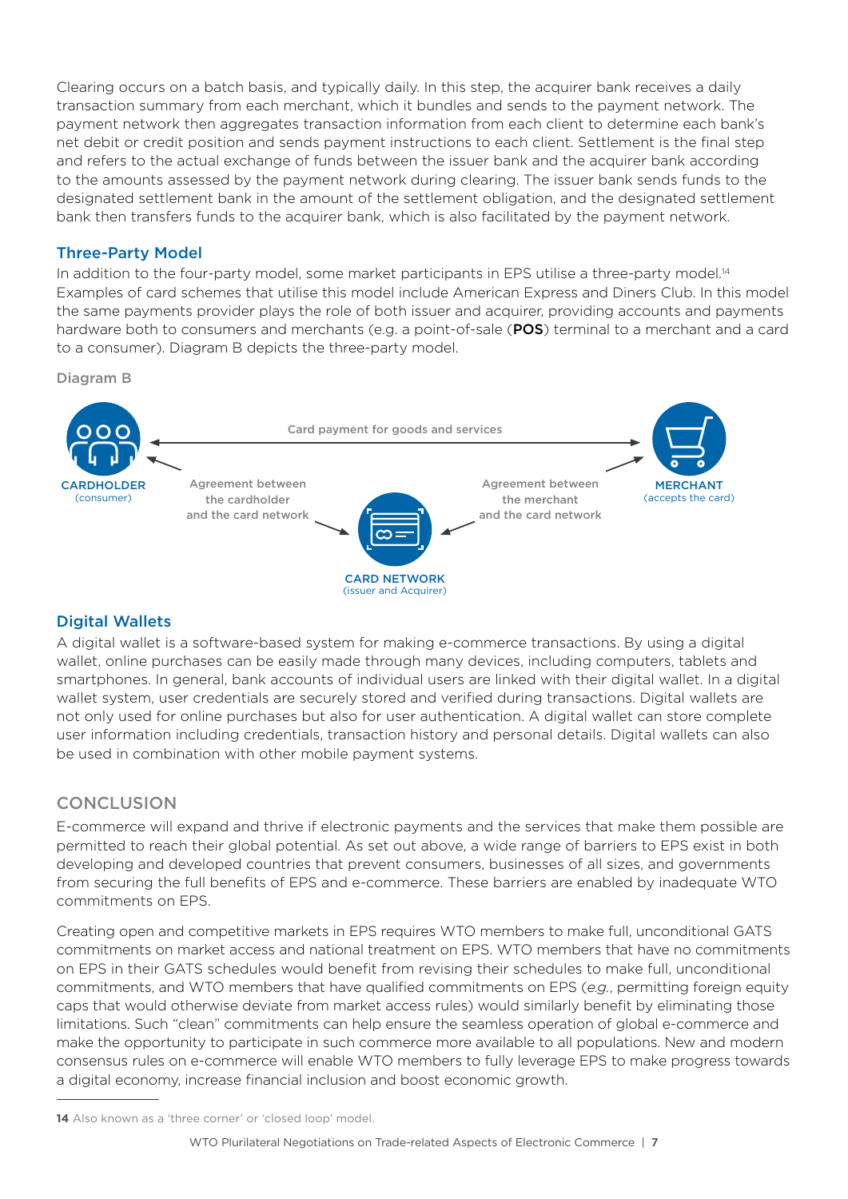Clearing occurs on a batch basis, and typically daily. In this step, the acquirer bank receives a daily transaction summary from each merchant, which it bundles and sends to the payment network. The payment network then aggregates transaction information from each client to determine each bank's net debit or credit position and sends payment instructions to each client. Settlement is the final step and refers to the actual exchange of funds between the issuer bank and the acquirer bank according to the amounts assessed by the payment network during clearing. The issuer bank sends funds to the designated settlement bank in the amount of the settlement obligation, and the designated settlement bank then transfers funds to the acquirer bank, which is also facilitated by the payment network.

### Three-Party Model

In addition to the four-party model, some market participants in EPS utilise a three-party model.[14] Examples of card schemes that utilise this model include American Express and Diners Club. In this model the same payments provider plays the role of both issuer and acquirer, providing accounts and payments hardware both to consumers and merchants (e.g. a point-of-sale (**POS**) terminal to a merchant and a card to a consumer). Diagram B depicts the three-party model.

Diagram B

CARDHOLDER (consumer)

Card payment for goods and services

MERCHANT (accepts the card)

Agreement between the cardholder and the card network

Agreement between the merchant and the card network

CARD NETWORK (issuer and Acquirer)

### Digital Wallets

A digital wallet is a software-based system for making e-commerce transactions. By using a digital wallet, online purchases can be easily made through many devices, including computers, tablets and smartphones. In general, bank accounts of individual users are linked with their digital wallet. In a digital wallet system, user credentials are securely stored and verified during transactions. Digital wallets are not only used for online purchases but also for user authentication. A digital wallet can store complete user information including credentials, transaction history and personal details. Digital wallets can also be used in combination with other mobile payment systems.

## CONCLUSION

E-commerce will expand and thrive if electronic payments and the services that make them possible are permitted to reach their global potential. As set out above, a wide range of barriers to EPS exist in both developing and developed countries that prevent consumers, businesses of all sizes, and governments from securing the full benefits of EPS and e-commerce. These barriers are enabled by inadequate WTO commitments on EPS.

Creating open and competitive markets in EPS requires WTO members to make full, unconditional GATS commitments on market access and national treatment on EPS. WTO members that have no commitments on EPS in their GATS schedules would benefit from revising their schedules to make full, unconditional commitments, and WTO members that have qualified commitments on EPS (*e.g.*, permitting foreign equity caps that would otherwise deviate from market access rules) would similarly benefit by eliminating those limitations. Such "clean" commitments can help ensure the seamless operation of global e-commerce and make the opportunity to participate in such commerce more available to all populations. New and modern consensus rules on e-commerce will enable WTO members to fully leverage EPS to make progress towards a digital economy, increase financial inclusion and boost economic growth.

---

**14** Also known as a 'three corner' or 'closed loop' model.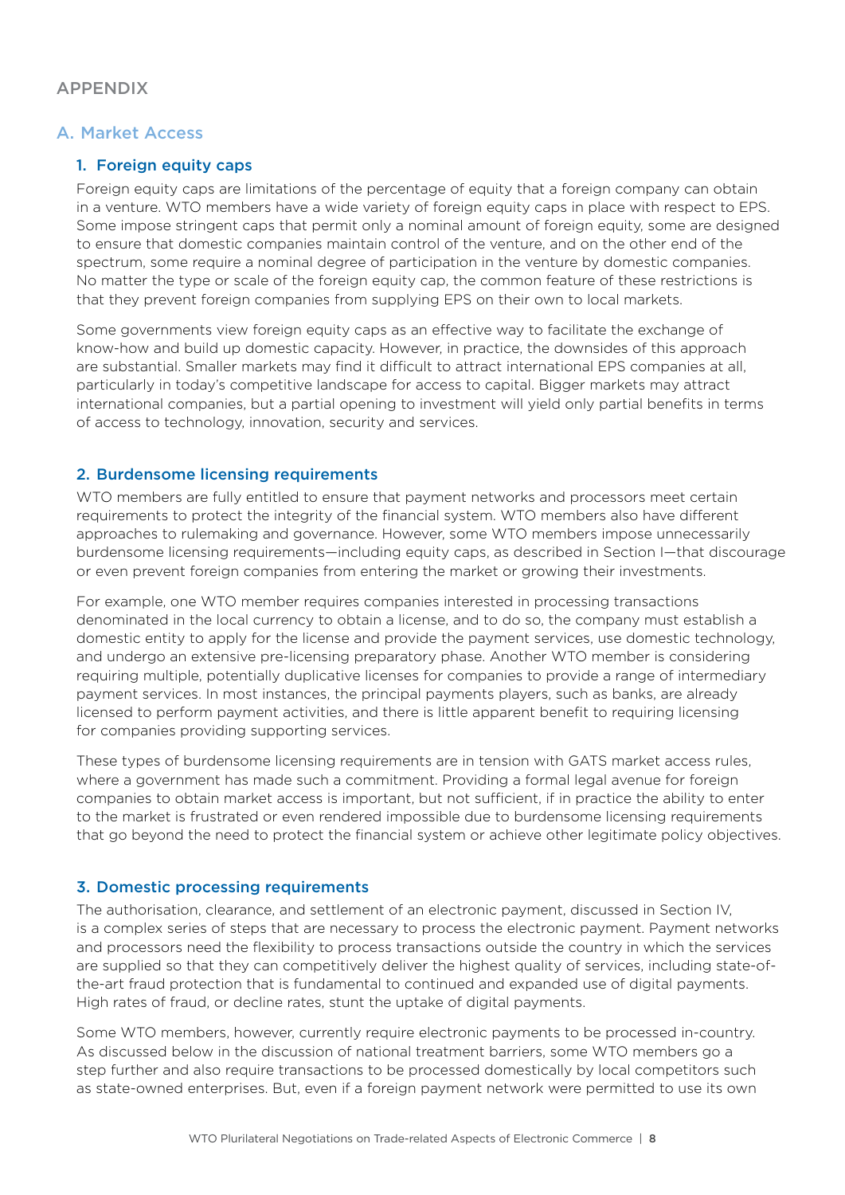## APPENDIX

### A. Market Access

#### 1. Foreign equity caps

Foreign equity caps are limitations of the percentage of equity that a foreign company can obtain in a venture. WTO members have a wide variety of foreign equity caps in place with respect to EPS. Some impose stringent caps that permit only a nominal amount of foreign equity, some are designed to ensure that domestic companies maintain control of the venture, and on the other end of the spectrum, some require a nominal degree of participation in the venture by domestic companies. No matter the type or scale of the foreign equity cap, the common feature of these restrictions is that they prevent foreign companies from supplying EPS on their own to local markets.

Some governments view foreign equity caps as an effective way to facilitate the exchange of know-how and build up domestic capacity. However, in practice, the downsides of this approach are substantial. Smaller markets may find it difficult to attract international EPS companies at all, particularly in today's competitive landscape for access to capital. Bigger markets may attract international companies, but a partial opening to investment will yield only partial benefits in terms of access to technology, innovation, security and services.

#### 2. Burdensome licensing requirements

WTO members are fully entitled to ensure that payment networks and processors meet certain requirements to protect the integrity of the financial system. WTO members also have different approaches to rulemaking and governance. However, some WTO members impose unnecessarily burdensome licensing requirements—including equity caps, as described in Section I—that discourage or even prevent foreign companies from entering the market or growing their investments.

For example, one WTO member requires companies interested in processing transactions denominated in the local currency to obtain a license, and to do so, the company must establish a domestic entity to apply for the license and provide the payment services, use domestic technology, and undergo an extensive pre-licensing preparatory phase. Another WTO member is considering requiring multiple, potentially duplicative licenses for companies to provide a range of intermediary payment services. In most instances, the principal payments players, such as banks, are already licensed to perform payment activities, and there is little apparent benefit to requiring licensing for companies providing supporting services.

These types of burdensome licensing requirements are in tension with GATS market access rules, where a government has made such a commitment. Providing a formal legal avenue for foreign companies to obtain market access is important, but not sufficient, if in practice the ability to enter to the market is frustrated or even rendered impossible due to burdensome licensing requirements that go beyond the need to protect the financial system or achieve other legitimate policy objectives.

#### 3. Domestic processing requirements

The authorisation, clearance, and settlement of an electronic payment, discussed in Section IV, is a complex series of steps that are necessary to process the electronic payment. Payment networks and processors need the flexibility to process transactions outside the country in which the services are supplied so that they can competitively deliver the highest quality of services, including state-of-the-art fraud protection that is fundamental to continued and expanded use of digital payments. High rates of fraud, or decline rates, stunt the uptake of digital payments.

Some WTO members, however, currently require electronic payments to be processed in-country. As discussed below in the discussion of national treatment barriers, some WTO members go a step further and also require transactions to be processed domestically by local competitors such as state-owned enterprises. But, even if a foreign payment network were permitted to use its own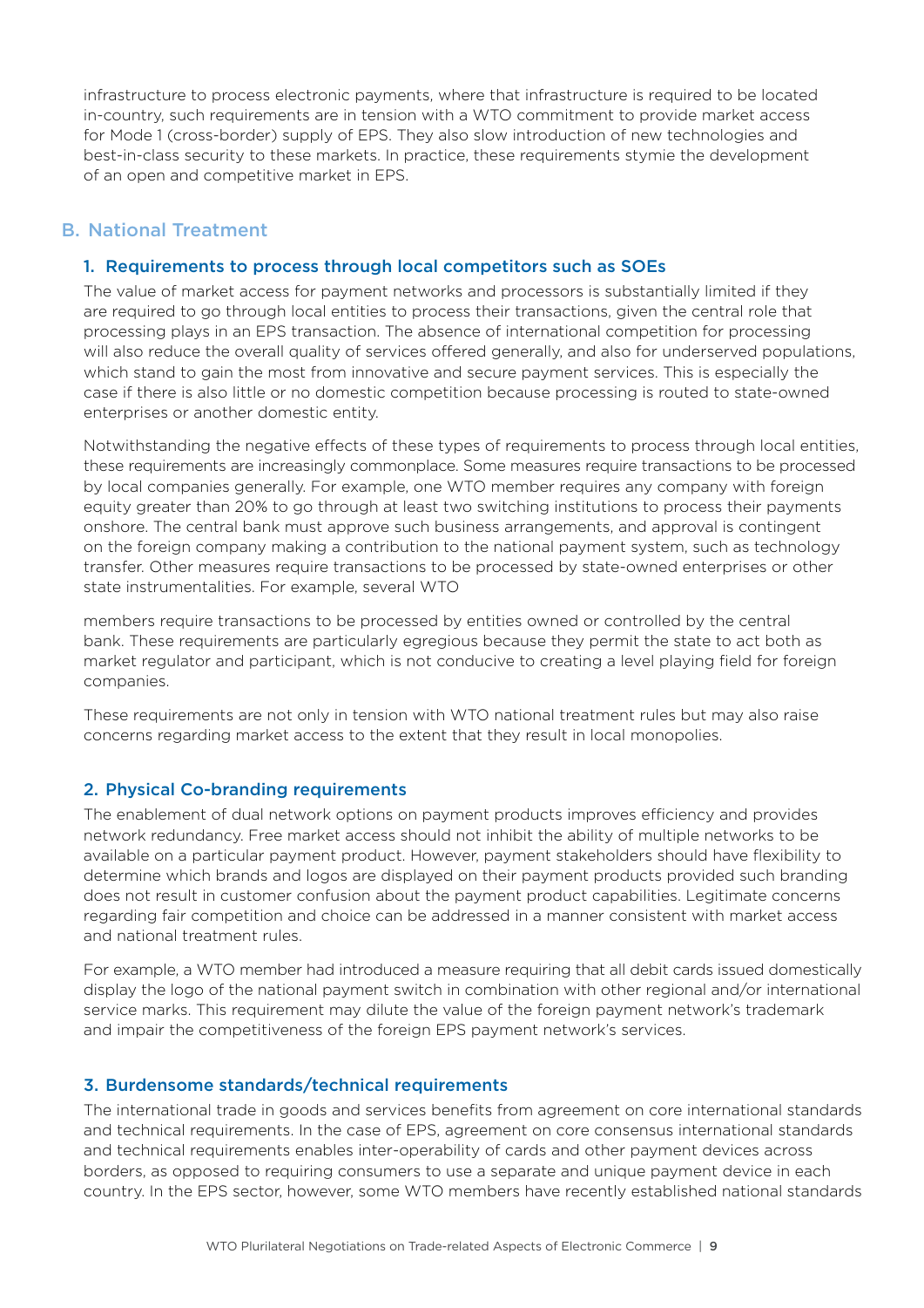infrastructure to process electronic payments, where that infrastructure is required to be located in-country, such requirements are in tension with a WTO commitment to provide market access for Mode 1 (cross-border) supply of EPS. They also slow introduction of new technologies and best-in-class security to these markets. In practice, these requirements stymie the development of an open and competitive market in EPS.

## B. National Treatment

### 1. Requirements to process through local competitors such as SOEs

The value of market access for payment networks and processors is substantially limited if they are required to go through local entities to process their transactions, given the central role that processing plays in an EPS transaction. The absence of international competition for processing will also reduce the overall quality of services offered generally, and also for underserved populations, which stand to gain the most from innovative and secure payment services. This is especially the case if there is also little or no domestic competition because processing is routed to state-owned enterprises or another domestic entity.

Notwithstanding the negative effects of these types of requirements to process through local entities, these requirements are increasingly commonplace. Some measures require transactions to be processed by local companies generally. For example, one WTO member requires any company with foreign equity greater than 20% to go through at least two switching institutions to process their payments onshore. The central bank must approve such business arrangements, and approval is contingent on the foreign company making a contribution to the national payment system, such as technology transfer. Other measures require transactions to be processed by state-owned enterprises or other state instrumentalities. For example, several WTO members require transactions to be processed by entities owned or controlled by the central bank. These requirements are particularly egregious because they permit the state to act both as market regulator and participant, which is not conducive to creating a level playing field for foreign companies.

These requirements are not only in tension with WTO national treatment rules but may also raise concerns regarding market access to the extent that they result in local monopolies.

### 2. Physical Co-branding requirements

The enablement of dual network options on payment products improves efficiency and provides network redundancy. Free market access should not inhibit the ability of multiple networks to be available on a particular payment product. However, payment stakeholders should have flexibility to determine which brands and logos are displayed on their payment products provided such branding does not result in customer confusion about the payment product capabilities. Legitimate concerns regarding fair competition and choice can be addressed in a manner consistent with market access and national treatment rules.

For example, a WTO member had introduced a measure requiring that all debit cards issued domestically display the logo of the national payment switch in combination with other regional and/or international service marks. This requirement may dilute the value of the foreign payment network's trademark and impair the competitiveness of the foreign EPS payment network's services.

### 3. Burdensome standards/technical requirements

The international trade in goods and services benefits from agreement on core international standards and technical requirements. In the case of EPS, agreement on core consensus international standards and technical requirements enables inter-operability of cards and other payment devices across borders, as opposed to requiring consumers to use a separate and unique payment device in each country. In the EPS sector, however, some WTO members have recently established national standards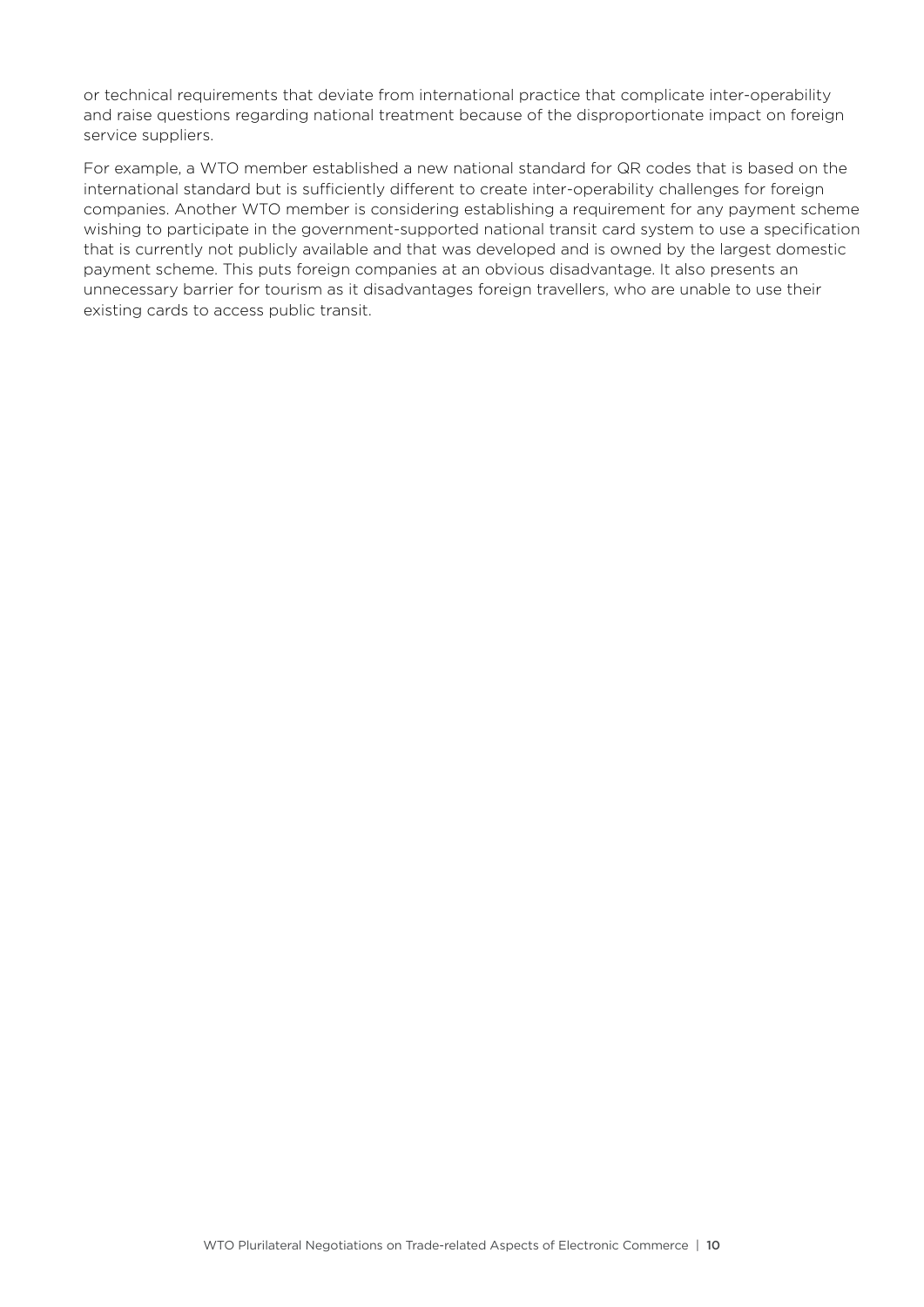or technical requirements that deviate from international practice that complicate inter-operability and raise questions regarding national treatment because of the disproportionate impact on foreign service suppliers.

For example, a WTO member established a new national standard for QR codes that is based on the international standard but is sufficiently different to create inter-operability challenges for foreign companies. Another WTO member is considering establishing a requirement for any payment scheme wishing to participate in the government-supported national transit card system to use a specification that is currently not publicly available and that was developed and is owned by the largest domestic payment scheme. This puts foreign companies at an obvious disadvantage. It also presents an unnecessary barrier for tourism as it disadvantages foreign travellers, who are unable to use their existing cards to access public transit.